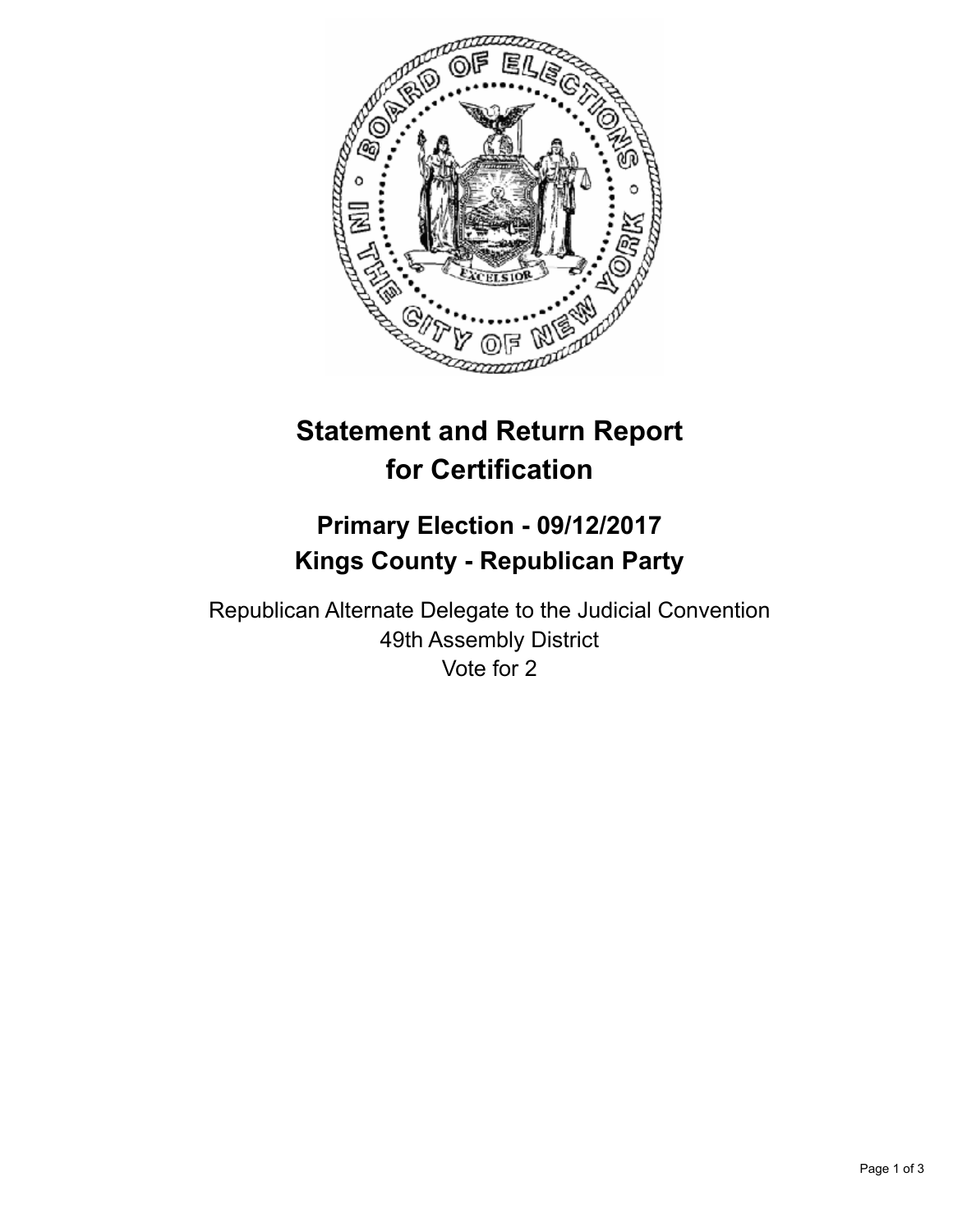# Statement and Return Report for Certification

## Primary Election - 09/12/2017
## Kings County - Republican Party

Republican Alternate Delegate to the Judicial Convention
49th Assembly District
Vote for 2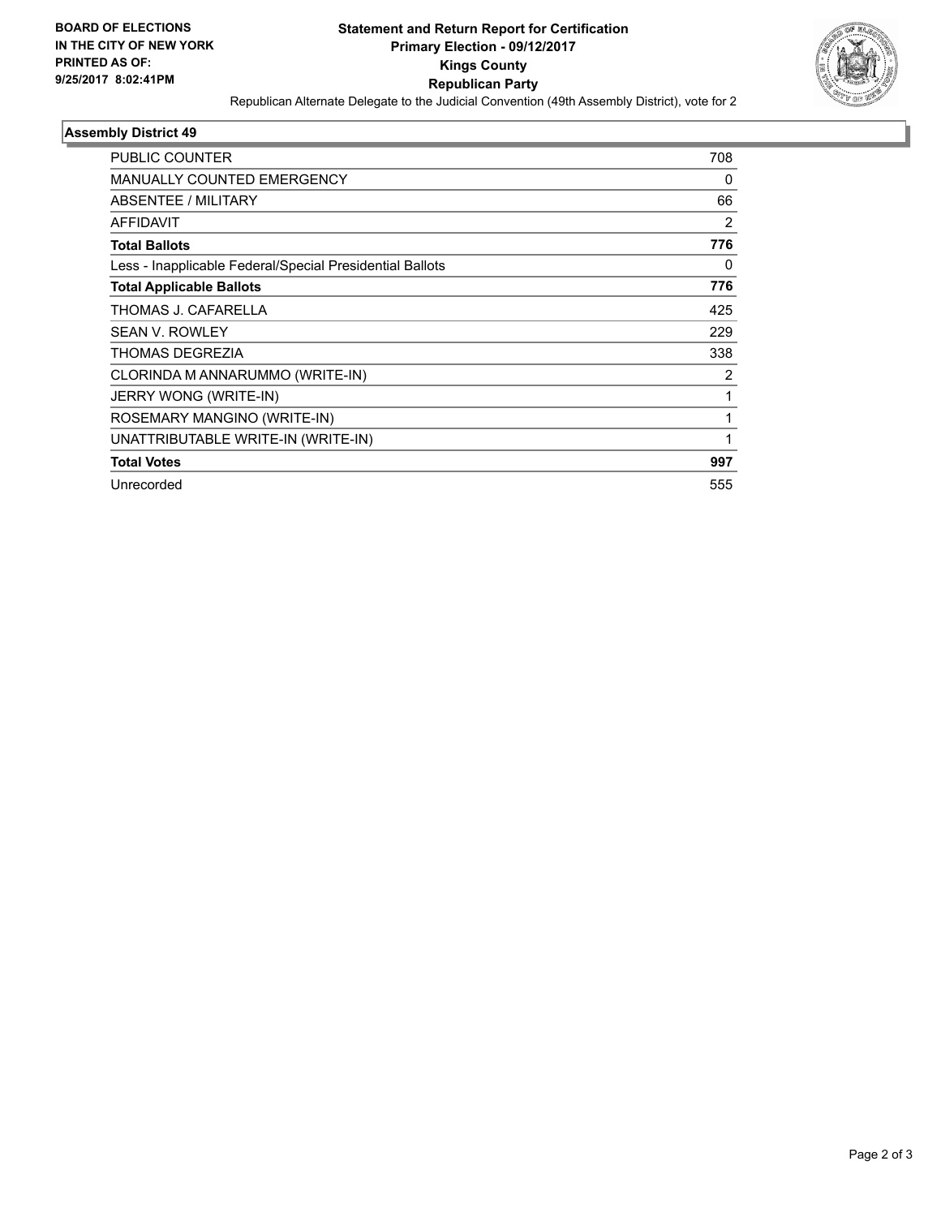**BOARD OF ELECTIONS IN THE CITY OF NEW YORK PRINTED AS OF: 9/25/2017 8:02:41PM**

# Statement and Return Report for Certification
## Primary Election - 09/12/2017
## Kings County
## Republican Party

Republican Alternate Delegate to the Judicial Convention (49th Assembly District), vote for 2

### Assembly District 49

| | |
|---|---|
| PUBLIC COUNTER | 708 |
| MANUALLY COUNTED EMERGENCY | 0 |
| ABSENTEE / MILITARY | 66 |
| AFFIDAVIT | 2 |
| **Total Ballots** | **776** |
| Less - Inapplicable Federal/Special Presidential Ballots | 0 |
| **Total Applicable Ballots** | **776** |
| THOMAS J. CAFARELLA | 425 |
| SEAN V. ROWLEY | 229 |
| THOMAS DEGREZIA | 338 |
| CLORINDA M ANNARUMMO (WRITE-IN) | 2 |
| JERRY WONG (WRITE-IN) | 1 |
| ROSEMARY MANGINO (WRITE-IN) | 1 |
| UNATTRIBUTABLE WRITE-IN (WRITE-IN) | 1 |
| **Total Votes** | **997** |
| Unrecorded | 555 |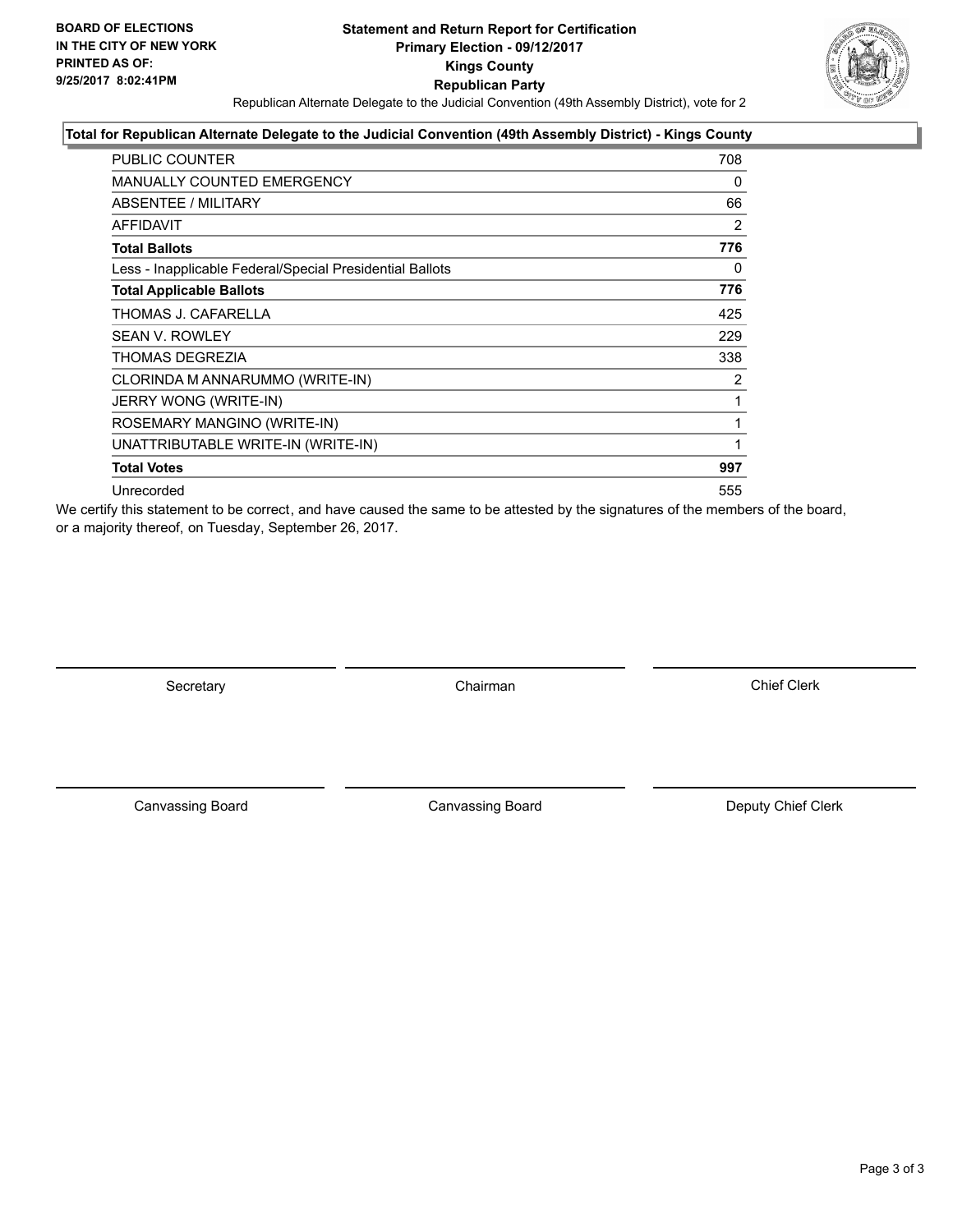**BOARD OF ELECTIONS IN THE CITY OF NEW YORK PRINTED AS OF: 9/25/2017 8:02:41PM**

# Statement and Return Report for Certification
## Primary Election - 09/12/2017
## Kings County
## Republican Party

Republican Alternate Delegate to the Judicial Convention (49th Assembly District), vote for 2

### Total for Republican Alternate Delegate to the Judicial Convention (49th Assembly District) - Kings County

| | |
|---|---|
| PUBLIC COUNTER | 708 |
| MANUALLY COUNTED EMERGENCY | 0 |
| ABSENTEE / MILITARY | 66 |
| AFFIDAVIT | 2 |
| **Total Ballots** | **776** |
| Less - Inapplicable Federal/Special Presidential Ballots | 0 |
| **Total Applicable Ballots** | **776** |
| THOMAS J. CAFARELLA | 425 |
| SEAN V. ROWLEY | 229 |
| THOMAS DEGREZIA | 338 |
| CLORINDA M ANNARUMMO (WRITE-IN) | 2 |
| JERRY WONG (WRITE-IN) | 1 |
| ROSEMARY MANGINO (WRITE-IN) | 1 |
| UNATTRIBUTABLE WRITE-IN (WRITE-IN) | 1 |
| **Total Votes** | **997** |
| Unrecorded | 555 |

We certify this statement to be correct, and have caused the same to be attested by the signatures of the members of the board, or a majority thereof, on Tuesday, September 26, 2017.

Secretary

Chairman

Chief Clerk

Canvassing Board

Canvassing Board

Deputy Chief Clerk